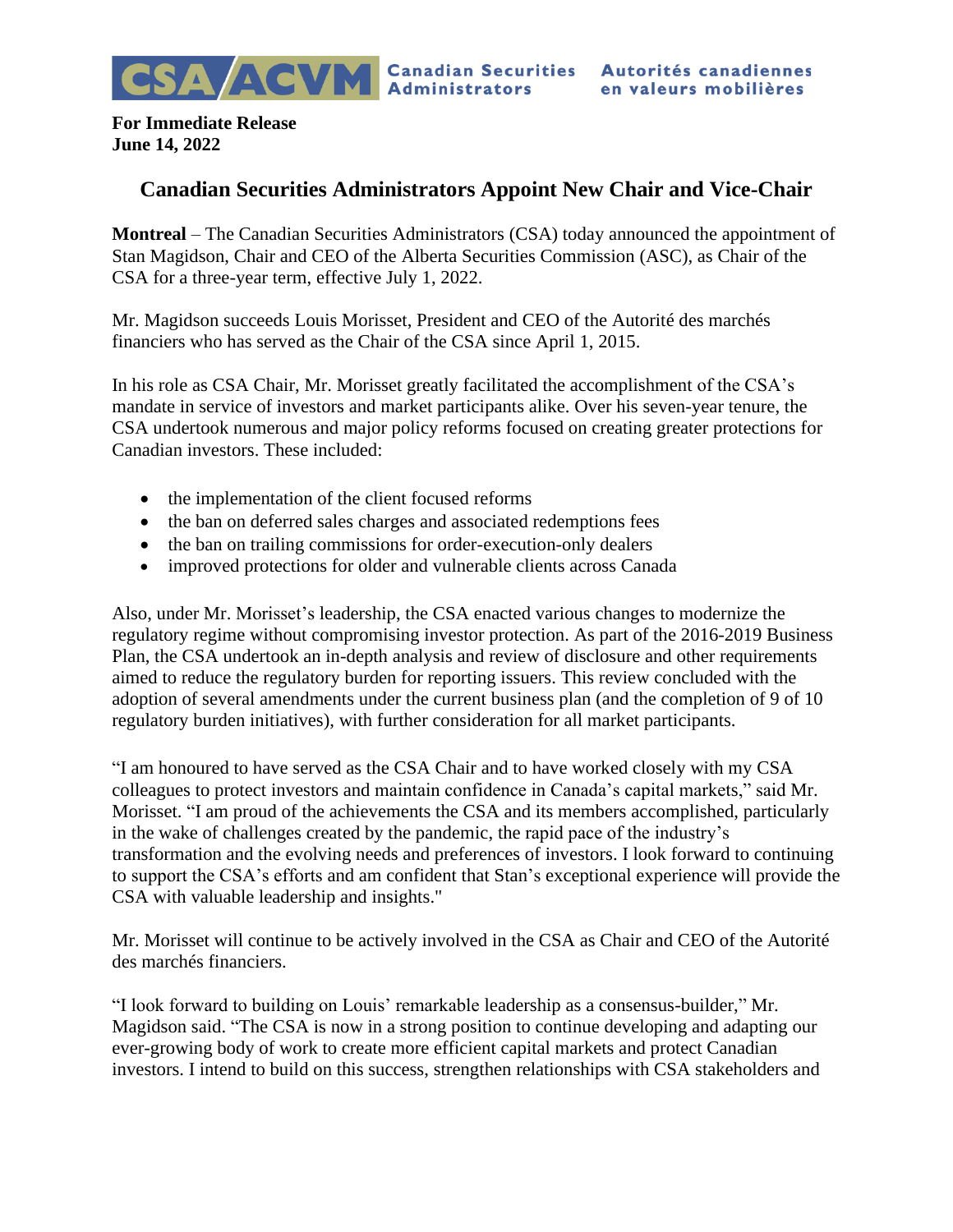CSA/ACVM Canadian Securities Administrators Autorités canadiennes en valeurs mobilières

**For Immediate Release**
**June 14, 2022**

# Canadian Securities Administrators Appoint New Chair and Vice-Chair

**Montreal** – The Canadian Securities Administrators (CSA) today announced the appointment of Stan Magidson, Chair and CEO of the Alberta Securities Commission (ASC), as Chair of the CSA for a three-year term, effective July 1, 2022.

Mr. Magidson succeeds Louis Morisset, President and CEO of the Autorité des marchés financiers who has served as the Chair of the CSA since April 1, 2015.

In his role as CSA Chair, Mr. Morisset greatly facilitated the accomplishment of the CSA's mandate in service of investors and market participants alike. Over his seven-year tenure, the CSA undertook numerous and major policy reforms focused on creating greater protections for Canadian investors. These included:

- the implementation of the client focused reforms
- the ban on deferred sales charges and associated redemptions fees
- the ban on trailing commissions for order-execution-only dealers
- improved protections for older and vulnerable clients across Canada

Also, under Mr. Morisset's leadership, the CSA enacted various changes to modernize the regulatory regime without compromising investor protection. As part of the 2016-2019 Business Plan, the CSA undertook an in-depth analysis and review of disclosure and other requirements aimed to reduce the regulatory burden for reporting issuers. This review concluded with the adoption of several amendments under the current business plan (and the completion of 9 of 10 regulatory burden initiatives), with further consideration for all market participants.

"I am honoured to have served as the CSA Chair and to have worked closely with my CSA colleagues to protect investors and maintain confidence in Canada's capital markets," said Mr. Morisset. "I am proud of the achievements the CSA and its members accomplished, particularly in the wake of challenges created by the pandemic, the rapid pace of the industry's transformation and the evolving needs and preferences of investors. I look forward to continuing to support the CSA's efforts and am confident that Stan's exceptional experience will provide the CSA with valuable leadership and insights."

Mr. Morisset will continue to be actively involved in the CSA as Chair and CEO of the Autorité des marchés financiers.

"I look forward to building on Louis' remarkable leadership as a consensus-builder," Mr. Magidson said. "The CSA is now in a strong position to continue developing and adapting our ever-growing body of work to create more efficient capital markets and protect Canadian investors. I intend to build on this success, strengthen relationships with CSA stakeholders and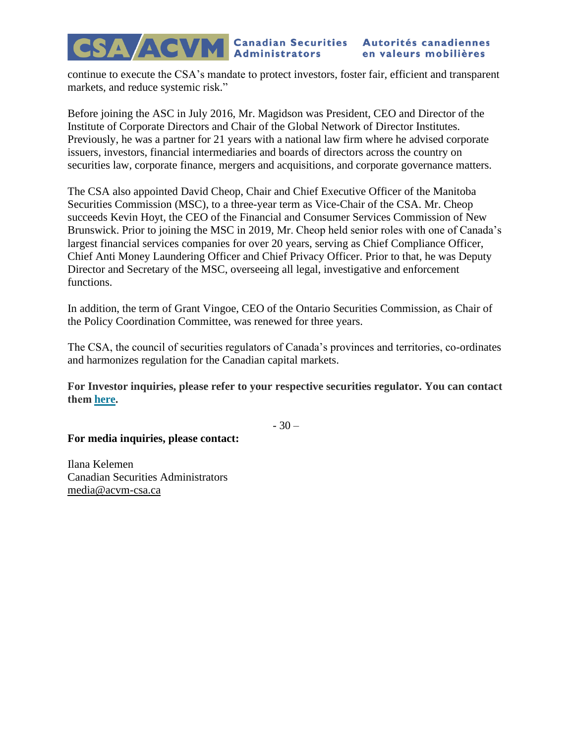continue to execute the CSA's mandate to protect investors, foster fair, efficient and transparent markets, and reduce systemic risk."

Before joining the ASC in July 2016, Mr. Magidson was President, CEO and Director of the Institute of Corporate Directors and Chair of the Global Network of Director Institutes. Previously, he was a partner for 21 years with a national law firm where he advised corporate issuers, investors, financial intermediaries and boards of directors across the country on securities law, corporate finance, mergers and acquisitions, and corporate governance matters.

The CSA also appointed David Cheop, Chair and Chief Executive Officer of the Manitoba Securities Commission (MSC), to a three-year term as Vice-Chair of the CSA. Mr. Cheop succeeds Kevin Hoyt, the CEO of the Financial and Consumer Services Commission of New Brunswick. Prior to joining the MSC in 2019, Mr. Cheop held senior roles with one of Canada's largest financial services companies for over 20 years, serving as Chief Compliance Officer, Chief Anti Money Laundering Officer and Chief Privacy Officer. Prior to that, he was Deputy Director and Secretary of the MSC, overseeing all legal, investigative and enforcement functions.

In addition, the term of Grant Vingoe, CEO of the Ontario Securities Commission, as Chair of the Policy Coordination Committee, was renewed for three years.

The CSA, the council of securities regulators of Canada's provinces and territories, co-ordinates and harmonizes regulation for the Canadian capital markets.

**For Investor inquiries, please refer to your respective securities regulator. You can contact them here.**

- 30 –

**For media inquiries, please contact:**

Ilana Kelemen
Canadian Securities Administrators
media@acvm-csa.ca